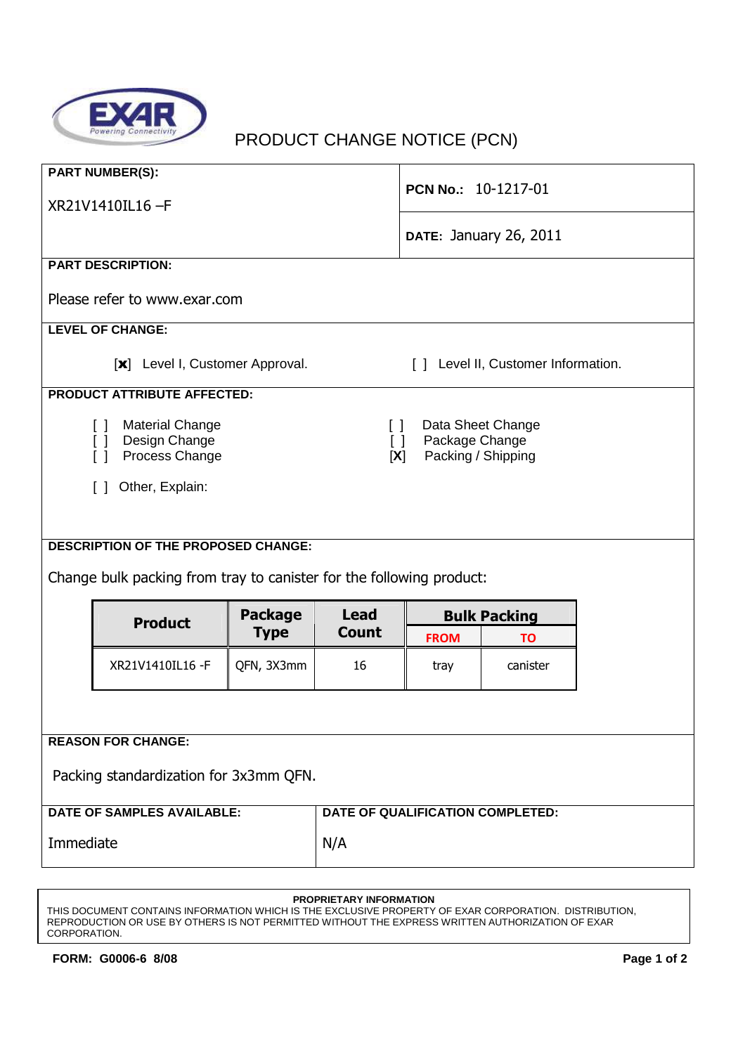EXAR
Powering Connectivity

# PRODUCT CHANGE NOTICE (PCN)

**PART NUMBER(S):**

XR21V1410IL16 –F

**PCN No.:** 10-1217-01

**DATE:** January 26, 2011

**PART DESCRIPTION:**

Please refer to www.exar.com

**LEVEL OF CHANGE:**

[x] Level I, Customer Approval. [ ] Level II, Customer Information.

**PRODUCT ATTRIBUTE AFFECTED:**

[ ] Material Change
[ ] Design Change
[ ] Process Change

[ ] Data Sheet Change
[ ] Package Change
[X] Packing / Shipping

[ ] Other, Explain:

**DESCRIPTION OF THE PROPOSED CHANGE:**

Change bulk packing from tray to canister for the following product:

| Product | Package Type | Lead Count | Bulk Packing | |
|---|---|---|---|---|
| | | | FROM | TO |
| XR21V1410IL16 -F | QFN, 3X3mm | 16 | tray | canister |

**REASON FOR CHANGE:**

Packing standardization for 3x3mm QFN.

**DATE OF SAMPLES AVAILABLE:**

Immediate

**DATE OF QUALIFICATION COMPLETED:**

N/A

**PROPRIETARY INFORMATION**
THIS DOCUMENT CONTAINS INFORMATION WHICH IS THE EXCLUSIVE PROPERTY OF EXAR CORPORATION. DISTRIBUTION, REPRODUCTION OR USE BY OTHERS IS NOT PERMITTED WITHOUT THE EXPRESS WRITTEN AUTHORIZATION OF EXAR CORPORATION.

**FORM: G0006-6 8/08**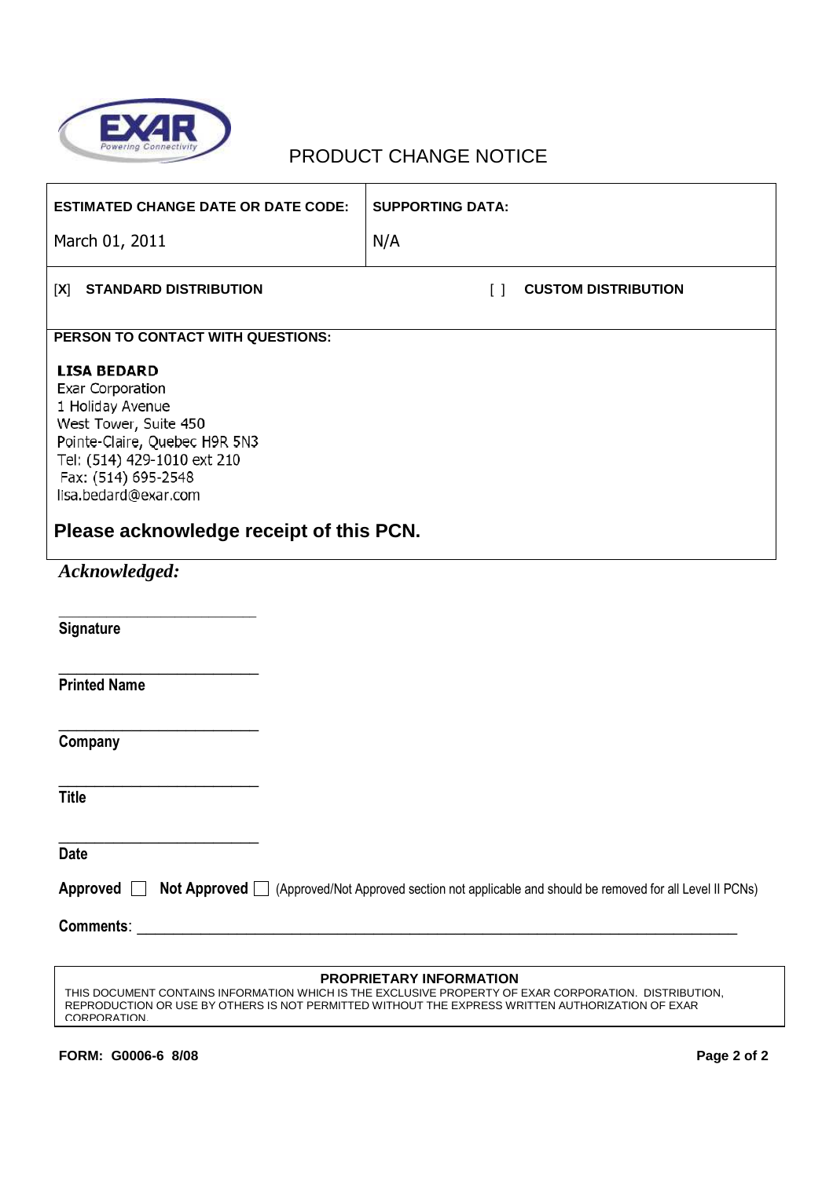# PRODUCT CHANGE NOTICE

| ESTIMATED CHANGE DATE OR DATE CODE: | SUPPORTING DATA: |
| --- | --- |
| March 01, 2011 | N/A |

[X] **STANDARD DISTRIBUTION** [ ] **CUSTOM DISTRIBUTION**

**PERSON TO CONTACT WITH QUESTIONS:**

**LISA BEDARD**
Exar Corporation
1 Holiday Avenue
West Tower, Suite 450
Pointe-Claire, Quebec H9R 5N3
Tel: (514) 429-1010 ext 210
Fax: (514) 695-2548
lisa.bedard@exar.com

## Please acknowledge receipt of this PCN.

***Acknowledged:***

\_\_\_\_\_\_\_\_\_\_\_\_\_\_\_\_\_\_\_\_\_\_\_\_\_\_
**Signature**

\_\_\_\_\_\_\_\_\_\_\_\_\_\_\_\_\_\_\_\_\_\_\_\_\_\_
**Printed Name**

\_\_\_\_\_\_\_\_\_\_\_\_\_\_\_\_\_\_\_\_\_\_\_\_\_\_
**Company**

\_\_\_\_\_\_\_\_\_\_\_\_\_\_\_\_\_\_\_\_\_\_\_\_\_\_
**Title**

\_\_\_\_\_\_\_\_\_\_\_\_\_\_\_\_\_\_\_\_\_\_\_\_\_\_
**Date**

**Approved** ☐ **Not Approved** ☐ (Approved/Not Approved section not applicable and should be removed for all Level II PCNs)

**Comments**: \_\_\_\_\_\_\_\_\_\_\_\_\_\_\_\_\_\_\_\_\_\_\_\_\_\_\_\_\_\_\_\_\_\_\_\_\_\_\_\_\_\_\_\_\_\_\_\_\_\_\_\_\_\_\_\_\_\_\_\_\_\_\_\_\_\_\_\_\_\_\_\_

**PROPRIETARY INFORMATION**

THIS DOCUMENT CONTAINS INFORMATION WHICH IS THE EXCLUSIVE PROPERTY OF EXAR CORPORATION. DISTRIBUTION, REPRODUCTION OR USE BY OTHERS IS NOT PERMITTED WITHOUT THE EXPRESS WRITTEN AUTHORIZATION OF EXAR CORPORATION.

**FORM: G0006-6 8/08**